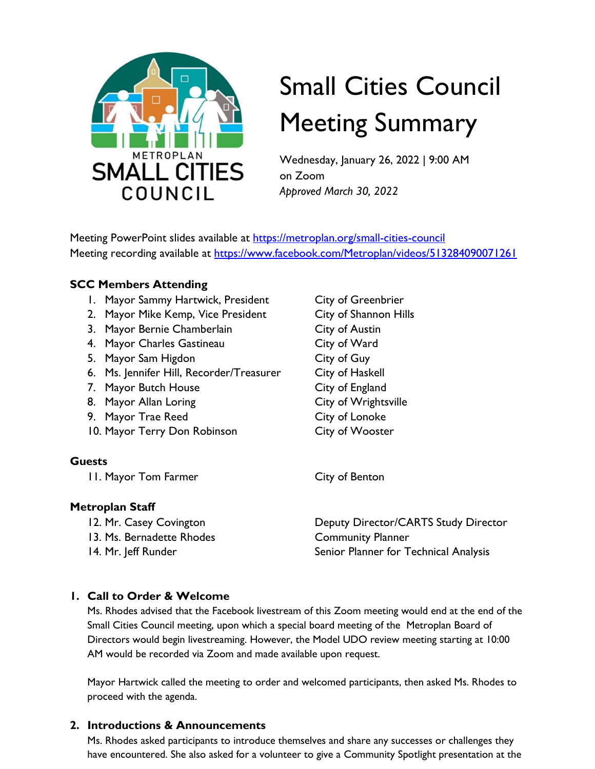# Small Cities Council Meeting Summary

Wednesday, January 26, 2022 | 9:00 AM
on Zoom
*Approved March 30, 2022*

Meeting PowerPoint slides available at [https://metroplan.org/small-cities-council](https://metroplan.org/small-cities-council)
Meeting recording available at [https://www.facebook.com/Metroplan/videos/513284090071261](https://www.facebook.com/Metroplan/videos/513284090071261)

**SCC Members Attending**

| | |
|---|---|
| 1. Mayor Sammy Hartwick, President | City of Greenbrier |
| 2. Mayor Mike Kemp, Vice President | City of Shannon Hills |
| 3. Mayor Bernie Chamberlain | City of Austin |
| 4. Mayor Charles Gastineau | City of Ward |
| 5. Mayor Sam Higdon | City of Guy |
| 6. Ms. Jennifer Hill, Recorder/Treasurer | City of Haskell |
| 7. Mayor Butch House | City of England |
| 8. Mayor Allan Loring | City of Wrightsville |
| 9. Mayor Trae Reed | City of Lonoke |
| 10. Mayor Terry Don Robinson | City of Wooster |

**Guests**

| | |
|---|---|
| 11. Mayor Tom Farmer | City of Benton |

**Metroplan Staff**

| | |
|---|---|
| 12. Mr. Casey Covington | Deputy Director/CARTS Study Director |
| 13. Ms. Bernadette Rhodes | Community Planner |
| 14. Mr. Jeff Runder | Senior Planner for Technical Analysis |

## 1. Call to Order & Welcome

Ms. Rhodes advised that the Facebook livestream of this Zoom meeting would end at the end of the Small Cities Council meeting, upon which a special board meeting of the Metroplan Board of Directors would begin livestreaming. However, the Model UDO review meeting starting at 10:00 AM would be recorded via Zoom and made available upon request.

Mayor Hartwick called the meeting to order and welcomed participants, then asked Ms. Rhodes to proceed with the agenda.

## 2. Introductions & Announcements

Ms. Rhodes asked participants to introduce themselves and share any successes or challenges they have encountered. She also asked for a volunteer to give a Community Spotlight presentation at the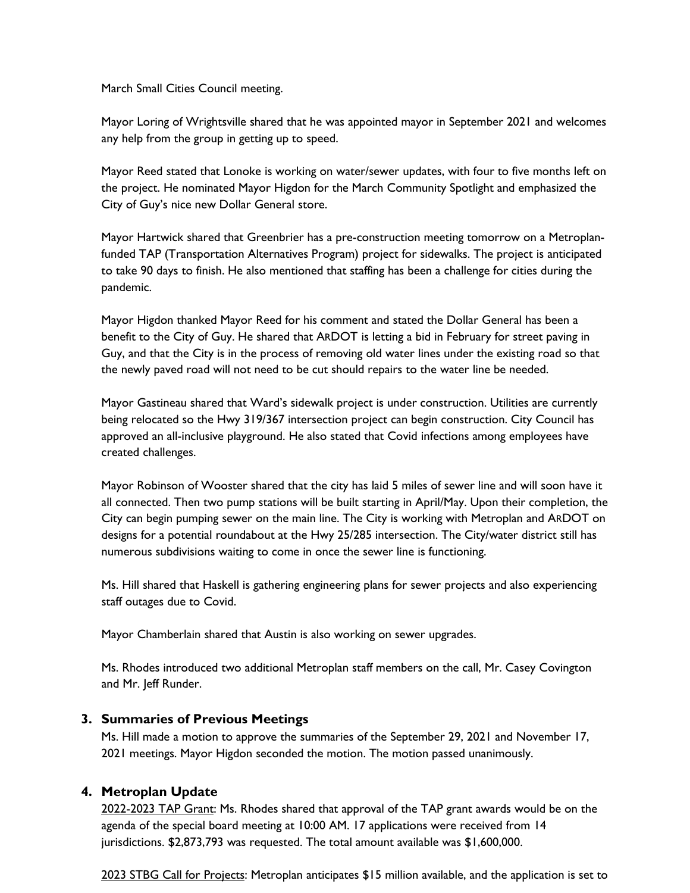March Small Cities Council meeting.

Mayor Loring of Wrightsville shared that he was appointed mayor in September 2021 and welcomes any help from the group in getting up to speed.

Mayor Reed stated that Lonoke is working on water/sewer updates, with four to five months left on the project. He nominated Mayor Higdon for the March Community Spotlight and emphasized the City of Guy's nice new Dollar General store.

Mayor Hartwick shared that Greenbrier has a pre-construction meeting tomorrow on a Metroplan-funded TAP (Transportation Alternatives Program) project for sidewalks. The project is anticipated to take 90 days to finish. He also mentioned that staffing has been a challenge for cities during the pandemic.

Mayor Higdon thanked Mayor Reed for his comment and stated the Dollar General has been a benefit to the City of Guy. He shared that ARDOT is letting a bid in February for street paving in Guy, and that the City is in the process of removing old water lines under the existing road so that the newly paved road will not need to be cut should repairs to the water line be needed.

Mayor Gastineau shared that Ward's sidewalk project is under construction. Utilities are currently being relocated so the Hwy 319/367 intersection project can begin construction. City Council has approved an all-inclusive playground. He also stated that Covid infections among employees have created challenges.

Mayor Robinson of Wooster shared that the city has laid 5 miles of sewer line and will soon have it all connected. Then two pump stations will be built starting in April/May. Upon their completion, the City can begin pumping sewer on the main line. The City is working with Metroplan and ARDOT on designs for a potential roundabout at the Hwy 25/285 intersection. The City/water district still has numerous subdivisions waiting to come in once the sewer line is functioning.

Ms. Hill shared that Haskell is gathering engineering plans for sewer projects and also experiencing staff outages due to Covid.

Mayor Chamberlain shared that Austin is also working on sewer upgrades.

Ms. Rhodes introduced two additional Metroplan staff members on the call, Mr. Casey Covington and Mr. Jeff Runder.

## 3. Summaries of Previous Meetings

Ms. Hill made a motion to approve the summaries of the September 29, 2021 and November 17, 2021 meetings. Mayor Higdon seconded the motion. The motion passed unanimously.

## 4. Metroplan Update

2022-2023 TAP Grant: Ms. Rhodes shared that approval of the TAP grant awards would be on the agenda of the special board meeting at 10:00 AM. 17 applications were received from 14 jurisdictions. $2,873,793 was requested. The total amount available was $1,600,000.

2023 STBG Call for Projects: Metroplan anticipates $15 million available, and the application is set to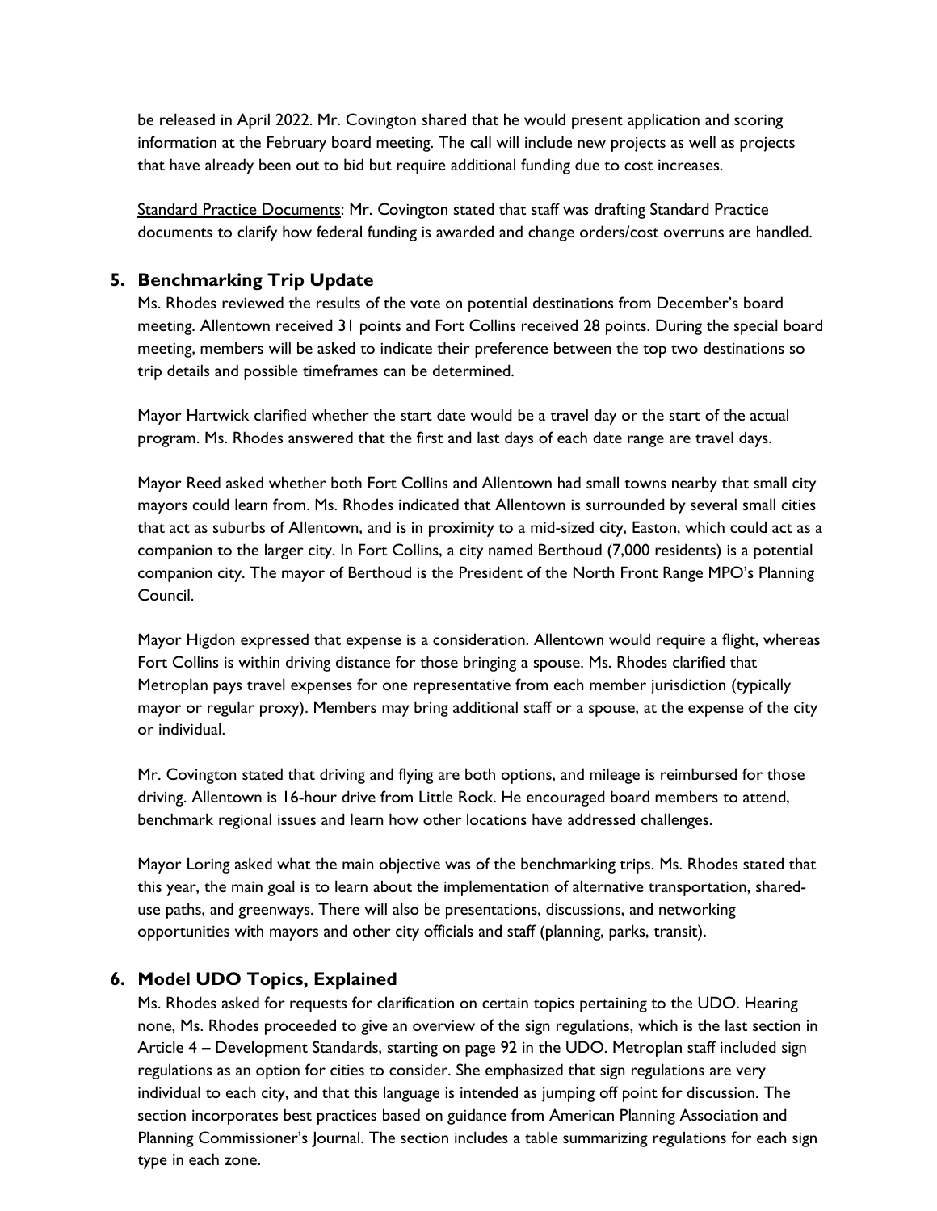be released in April 2022. Mr. Covington shared that he would present application and scoring information at the February board meeting. The call will include new projects as well as projects that have already been out to bid but require additional funding due to cost increases.

Standard Practice Documents: Mr. Covington stated that staff was drafting Standard Practice documents to clarify how federal funding is awarded and change orders/cost overruns are handled.

## 5. Benchmarking Trip Update

Ms. Rhodes reviewed the results of the vote on potential destinations from December's board meeting. Allentown received 31 points and Fort Collins received 28 points. During the special board meeting, members will be asked to indicate their preference between the top two destinations so trip details and possible timeframes can be determined.

Mayor Hartwick clarified whether the start date would be a travel day or the start of the actual program. Ms. Rhodes answered that the first and last days of each date range are travel days.

Mayor Reed asked whether both Fort Collins and Allentown had small towns nearby that small city mayors could learn from. Ms. Rhodes indicated that Allentown is surrounded by several small cities that act as suburbs of Allentown, and is in proximity to a mid-sized city, Easton, which could act as a companion to the larger city. In Fort Collins, a city named Berthoud (7,000 residents) is a potential companion city. The mayor of Berthoud is the President of the North Front Range MPO's Planning Council.

Mayor Higdon expressed that expense is a consideration. Allentown would require a flight, whereas Fort Collins is within driving distance for those bringing a spouse. Ms. Rhodes clarified that Metroplan pays travel expenses for one representative from each member jurisdiction (typically mayor or regular proxy). Members may bring additional staff or a spouse, at the expense of the city or individual.

Mr. Covington stated that driving and flying are both options, and mileage is reimbursed for those driving. Allentown is 16-hour drive from Little Rock. He encouraged board members to attend, benchmark regional issues and learn how other locations have addressed challenges.

Mayor Loring asked what the main objective was of the benchmarking trips. Ms. Rhodes stated that this year, the main goal is to learn about the implementation of alternative transportation, shared-use paths, and greenways. There will also be presentations, discussions, and networking opportunities with mayors and other city officials and staff (planning, parks, transit).

## 6. Model UDO Topics, Explained

Ms. Rhodes asked for requests for clarification on certain topics pertaining to the UDO. Hearing none, Ms. Rhodes proceeded to give an overview of the sign regulations, which is the last section in Article 4 – Development Standards, starting on page 92 in the UDO. Metroplan staff included sign regulations as an option for cities to consider. She emphasized that sign regulations are very individual to each city, and that this language is intended as jumping off point for discussion. The section incorporates best practices based on guidance from American Planning Association and Planning Commissioner's Journal. The section includes a table summarizing regulations for each sign type in each zone.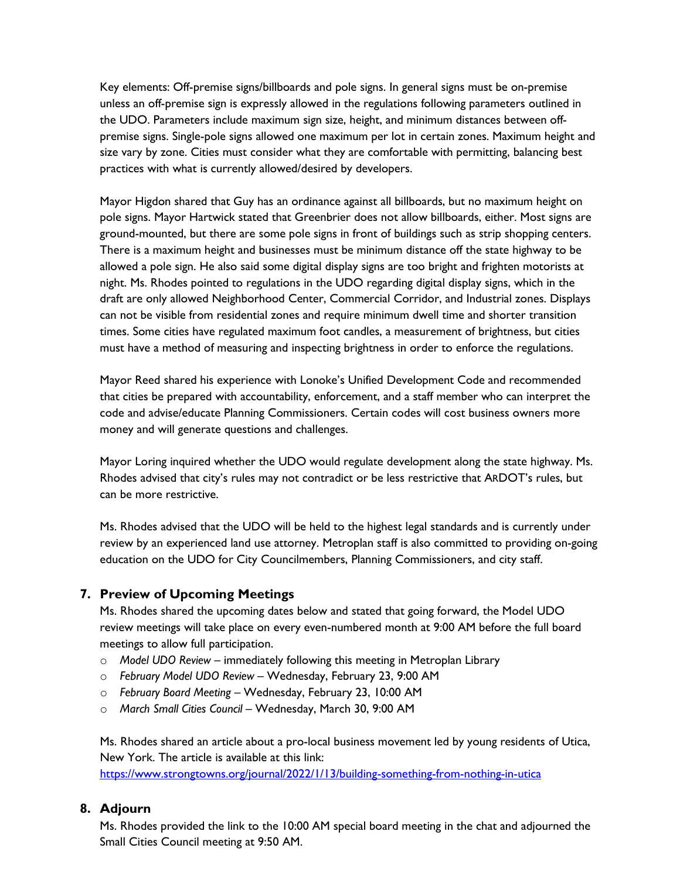Key elements: Off-premise signs/billboards and pole signs. In general signs must be on-premise unless an off-premise sign is expressly allowed in the regulations following parameters outlined in the UDO. Parameters include maximum sign size, height, and minimum distances between off-premise signs. Single-pole signs allowed one maximum per lot in certain zones. Maximum height and size vary by zone. Cities must consider what they are comfortable with permitting, balancing best practices with what is currently allowed/desired by developers.

Mayor Higdon shared that Guy has an ordinance against all billboards, but no maximum height on pole signs. Mayor Hartwick stated that Greenbrier does not allow billboards, either. Most signs are ground-mounted, but there are some pole signs in front of buildings such as strip shopping centers. There is a maximum height and businesses must be minimum distance off the state highway to be allowed a pole sign. He also said some digital display signs are too bright and frighten motorists at night. Ms. Rhodes pointed to regulations in the UDO regarding digital display signs, which in the draft are only allowed Neighborhood Center, Commercial Corridor, and Industrial zones. Displays can not be visible from residential zones and require minimum dwell time and shorter transition times. Some cities have regulated maximum foot candles, a measurement of brightness, but cities must have a method of measuring and inspecting brightness in order to enforce the regulations.

Mayor Reed shared his experience with Lonoke's Unified Development Code and recommended that cities be prepared with accountability, enforcement, and a staff member who can interpret the code and advise/educate Planning Commissioners. Certain codes will cost business owners more money and will generate questions and challenges.

Mayor Loring inquired whether the UDO would regulate development along the state highway. Ms. Rhodes advised that city's rules may not contradict or be less restrictive that ARDOT's rules, but can be more restrictive.

Ms. Rhodes advised that the UDO will be held to the highest legal standards and is currently under review by an experienced land use attorney. Metroplan staff is also committed to providing on-going education on the UDO for City Councilmembers, Planning Commissioners, and city staff.

## 7. Preview of Upcoming Meetings

Ms. Rhodes shared the upcoming dates below and stated that going forward, the Model UDO review meetings will take place on every even-numbered month at 9:00 AM before the full board meetings to allow full participation.

- *Model UDO Review* – immediately following this meeting in Metroplan Library
- *February Model UDO Review* – Wednesday, February 23, 9:00 AM
- *February Board Meeting* – Wednesday, February 23, 10:00 AM
- *March Small Cities Council* – Wednesday, March 30, 9:00 AM

Ms. Rhodes shared an article about a pro-local business movement led by young residents of Utica, New York. The article is available at this link: https://www.strongtowns.org/journal/2022/1/13/building-something-from-nothing-in-utica

## 8. Adjourn

Ms. Rhodes provided the link to the 10:00 AM special board meeting in the chat and adjourned the Small Cities Council meeting at 9:50 AM.